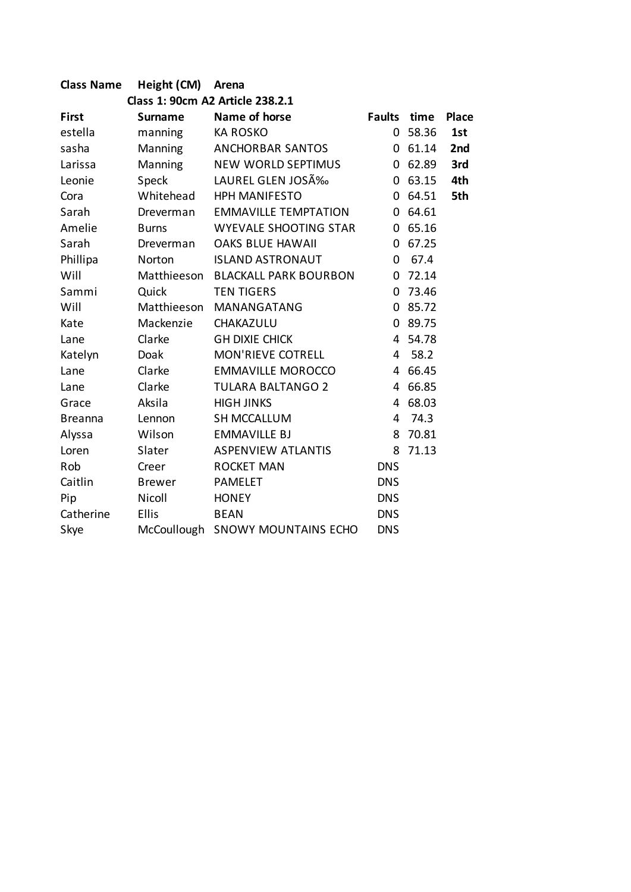| **Class Name** | **Height (CM)** | **Arena** | | | |
|---|---|---|---|---|---|
| | **Class 1: 90cm A2 Article 238.2.1** | | | | |
| **First** | **Surname** | **Name of horse** | **Faults** | **time** | **Place** |
| estella | manning | KA ROSKO | 0 | 58.36 | **1st** |
| sasha | Manning | ANCHORBAR SANTOS | 0 | 61.14 | **2nd** |
| Larissa | Manning | NEW WORLD SEPTIMUS | 0 | 62.89 | **3rd** |
| Leonie | Speck | LAUREL GLEN JOSÃ‰ | 0 | 63.15 | **4th** |
| Cora | Whitehead | HPH MANIFESTO | 0 | 64.51 | **5th** |
| Sarah | Dreverman | EMMAVILLE TEMPTATION | 0 | 64.61 | |
| Amelie | Burns | WYEVALE SHOOTING STAR | 0 | 65.16 | |
| Sarah | Dreverman | OAKS BLUE HAWAII | 0 | 67.25 | |
| Phillipa | Norton | ISLAND ASTRONAUT | 0 | 67.4 | |
| Will | Matthieeson | BLACKALL PARK BOURBON | 0 | 72.14 | |
| Sammi | Quick | TEN TIGERS | 0 | 73.46 | |
| Will | Matthieeson | MANANGATANG | 0 | 85.72 | |
| Kate | Mackenzie | CHAKAZULU | 0 | 89.75 | |
| Lane | Clarke | GH DIXIE CHICK | 4 | 54.78 | |
| Katelyn | Doak | MON'RIEVE COTRELL | 4 | 58.2 | |
| Lane | Clarke | EMMAVILLE MOROCCO | 4 | 66.45 | |
| Lane | Clarke | TULARA BALTANGO 2 | 4 | 66.85 | |
| Grace | Aksila | HIGH JINKS | 4 | 68.03 | |
| Breanna | Lennon | SH MCCALLUM | 4 | 74.3 | |
| Alyssa | Wilson | EMMAVILLE BJ | 8 | 70.81 | |
| Loren | Slater | ASPENVIEW ATLANTIS | 8 | 71.13 | |
| Rob | Creer | ROCKET MAN | DNS | | |
| Caitlin | Brewer | PAMELET | DNS | | |
| Pip | Nicoll | HONEY | DNS | | |
| Catherine | Ellis | BEAN | DNS | | |
| Skye | McCoullough | SNOWY MOUNTAINS ECHO | DNS | | |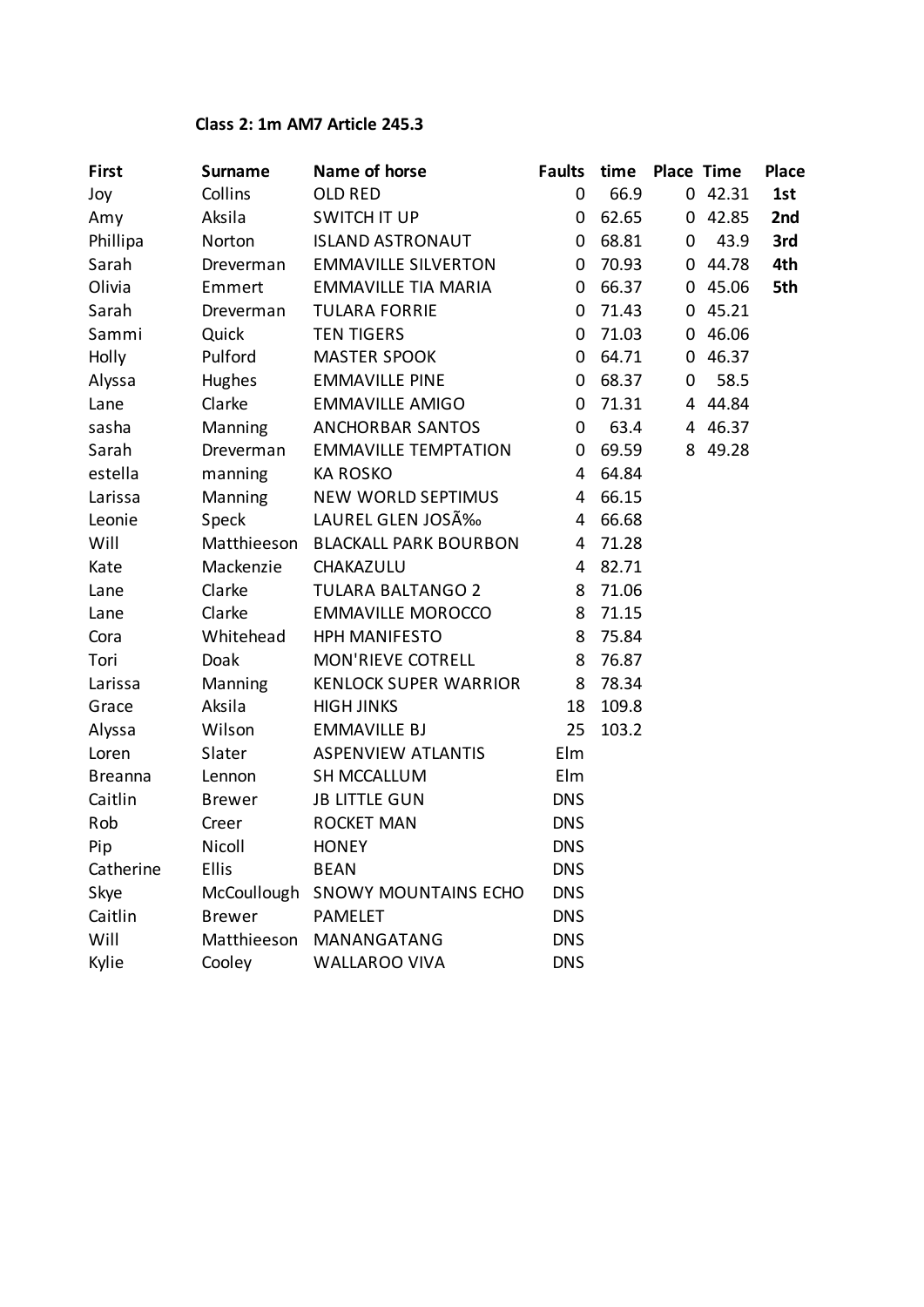### Class 2: 1m AM7 Article 245.3

| First | Surname | Name of horse | Faults | time | Place | Time | Place |
|---|---|---|---|---|---|---|---|
| Joy | Collins | OLD RED | 0 | 66.9 | 0 | 42.31 | **1st** |
| Amy | Aksila | SWITCH IT UP | 0 | 62.65 | 0 | 42.85 | **2nd** |
| Phillipa | Norton | ISLAND ASTRONAUT | 0 | 68.81 | 0 | 43.9 | **3rd** |
| Sarah | Dreverman | EMMAVILLE SILVERTON | 0 | 70.93 | 0 | 44.78 | **4th** |
| Olivia | Emmert | EMMAVILLE TIA MARIA | 0 | 66.37 | 0 | 45.06 | **5th** |
| Sarah | Dreverman | TULARA FORRIE | 0 | 71.43 | 0 | 45.21 | |
| Sammi | Quick | TEN TIGERS | 0 | 71.03 | 0 | 46.06 | |
| Holly | Pulford | MASTER SPOOK | 0 | 64.71 | 0 | 46.37 | |
| Alyssa | Hughes | EMMAVILLE PINE | 0 | 68.37 | 0 | 58.5 | |
| Lane | Clarke | EMMAVILLE AMIGO | 0 | 71.31 | 4 | 44.84 | |
| sasha | Manning | ANCHORBAR SANTOS | 0 | 63.4 | 4 | 46.37 | |
| Sarah | Dreverman | EMMAVILLE TEMPTATION | 0 | 69.59 | 8 | 49.28 | |
| estella | manning | KA ROSKO | 4 | 64.84 | | | |
| Larissa | Manning | NEW WORLD SEPTIMUS | 4 | 66.15 | | | |
| Leonie | Speck | LAUREL GLEN JOSÃ‰ | 4 | 66.68 | | | |
| Will | Matthieeson | BLACKALL PARK BOURBON | 4 | 71.28 | | | |
| Kate | Mackenzie | CHAKAZULU | 4 | 82.71 | | | |
| Lane | Clarke | TULARA BALTANGO 2 | 8 | 71.06 | | | |
| Lane | Clarke | EMMAVILLE MOROCCO | 8 | 71.15 | | | |
| Cora | Whitehead | HPH MANIFESTO | 8 | 75.84 | | | |
| Tori | Doak | MON'RIEVE COTRELL | 8 | 76.87 | | | |
| Larissa | Manning | KENLOCK SUPER WARRIOR | 8 | 78.34 | | | |
| Grace | Aksila | HIGH JINKS | 18 | 109.8 | | | |
| Alyssa | Wilson | EMMAVILLE BJ | 25 | 103.2 | | | |
| Loren | Slater | ASPENVIEW ATLANTIS | Elm | | | | |
| Breanna | Lennon | SH MCCALLUM | Elm | | | | |
| Caitlin | Brewer | JB LITTLE GUN | DNS | | | | |
| Rob | Creer | ROCKET MAN | DNS | | | | |
| Pip | Nicoll | HONEY | DNS | | | | |
| Catherine | Ellis | BEAN | DNS | | | | |
| Skye | McCoullough | SNOWY MOUNTAINS ECHO | DNS | | | | |
| Caitlin | Brewer | PAMELET | DNS | | | | |
| Will | Matthieeson | MANANGATANG | DNS | | | | |
| Kylie | Cooley | WALLAROO VIVA | DNS | | | | |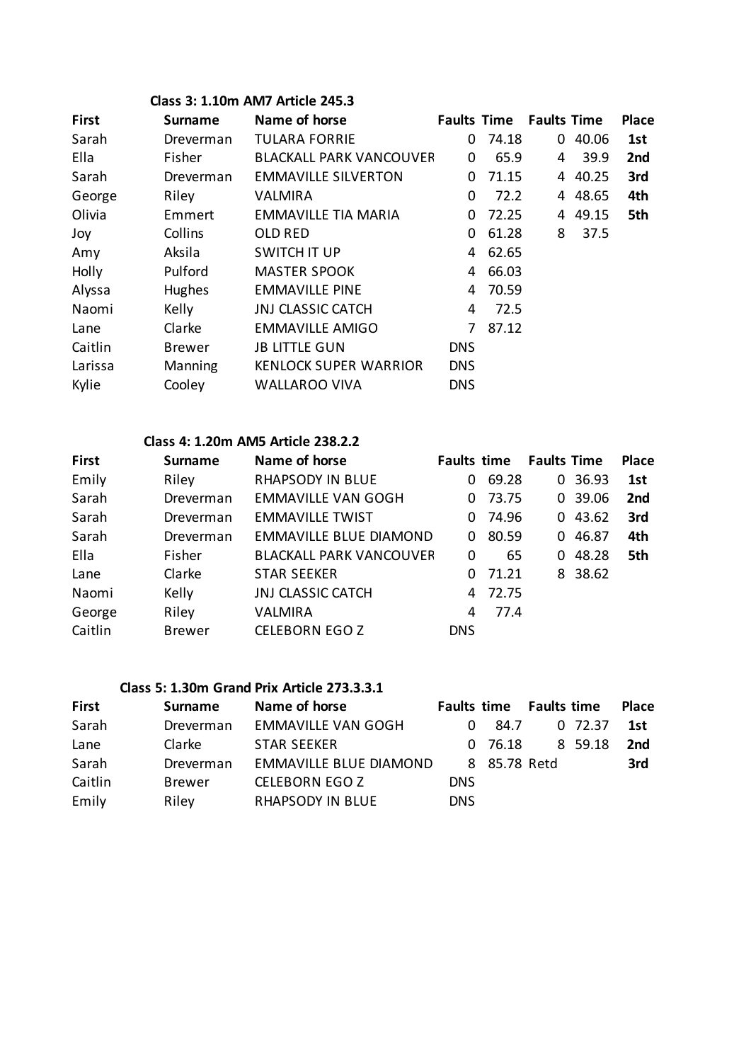### Class 3: 1.10m AM7 Article 245.3

| First | Surname | Name of horse | Faults | Time | Faults | Time | Place |
|---|---|---|---|---|---|---|---|
| Sarah | Dreverman | TULARA FORRIE | 0 | 74.18 | 0 | 40.06 | **1st** |
| Ella | Fisher | BLACKALL PARK VANCOUVER | 0 | 65.9 | 4 | 39.9 | **2nd** |
| Sarah | Dreverman | EMMAVILLE SILVERTON | 0 | 71.15 | 4 | 40.25 | **3rd** |
| George | Riley | VALMIRA | 0 | 72.2 | 4 | 48.65 | **4th** |
| Olivia | Emmert | EMMAVILLE TIA MARIA | 0 | 72.25 | 4 | 49.15 | **5th** |
| Joy | Collins | OLD RED | 0 | 61.28 | 8 | 37.5 | |
| Amy | Aksila | SWITCH IT UP | 4 | 62.65 | | | |
| Holly | Pulford | MASTER SPOOK | 4 | 66.03 | | | |
| Alyssa | Hughes | EMMAVILLE PINE | 4 | 70.59 | | | |
| Naomi | Kelly | JNJ CLASSIC CATCH | 4 | 72.5 | | | |
| Lane | Clarke | EMMAVILLE AMIGO | 7 | 87.12 | | | |
| Caitlin | Brewer | JB LITTLE GUN | DNS | | | | |
| Larissa | Manning | KENLOCK SUPER WARRIOR | DNS | | | | |
| Kylie | Cooley | WALLAROO VIVA | DNS | | | | |

### Class 4: 1.20m AM5 Article 238.2.2

| First | Surname | Name of horse | Faults | time | Faults | Time | Place |
|---|---|---|---|---|---|---|---|
| Emily | Riley | RHAPSODY IN BLUE | 0 | 69.28 | 0 | 36.93 | **1st** |
| Sarah | Dreverman | EMMAVILLE VAN GOGH | 0 | 73.75 | 0 | 39.06 | **2nd** |
| Sarah | Dreverman | EMMAVILLE TWIST | 0 | 74.96 | 0 | 43.62 | **3rd** |
| Sarah | Dreverman | EMMAVILLE BLUE DIAMOND | 0 | 80.59 | 0 | 46.87 | **4th** |
| Ella | Fisher | BLACKALL PARK VANCOUVER | 0 | 65 | 0 | 48.28 | **5th** |
| Lane | Clarke | STAR SEEKER | 0 | 71.21 | 8 | 38.62 | |
| Naomi | Kelly | JNJ CLASSIC CATCH | 4 | 72.75 | | | |
| George | Riley | VALMIRA | 4 | 77.4 | | | |
| Caitlin | Brewer | CELEBORN EGO Z | DNS | | | | |

### Class 5: 1.30m Grand Prix Article 273.3.3.1

| First | Surname | Name of horse | Faults | time | Faults | time | Place |
|---|---|---|---|---|---|---|---|
| Sarah | Dreverman | EMMAVILLE VAN GOGH | 0 | 84.7 | 0 | 72.37 | **1st** |
| Lane | Clarke | STAR SEEKER | 0 | 76.18 | 8 | 59.18 | **2nd** |
| Sarah | Dreverman | EMMAVILLE BLUE DIAMOND | 8 | 85.78 | Retd | | **3rd** |
| Caitlin | Brewer | CELEBORN EGO Z | DNS | | | | |
| Emily | Riley | RHAPSODY IN BLUE | DNS | | | | |